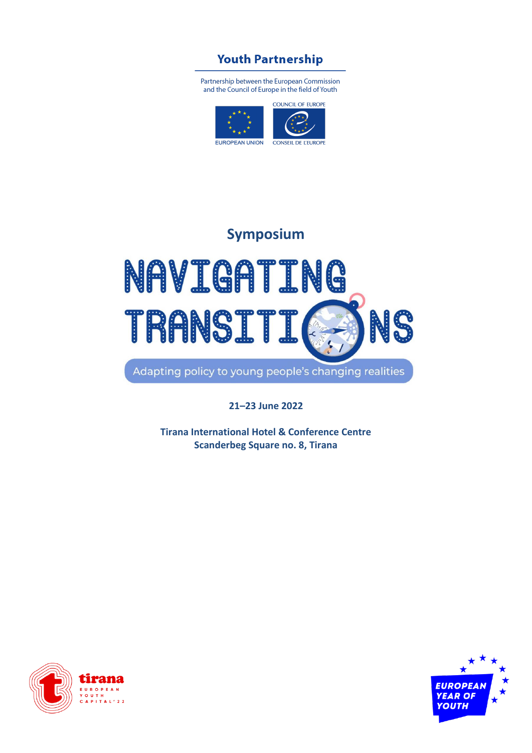**Youth Partnership**

Partnership between the European Commission and the Council of Europe in the field of Youth

COUNCIL OF EUROPE

EUROPEAN UNION

CONSEIL DE L'EUROPE

## Symposium

# NAVIGATING TRANSITIONS

Adapting policy to young people's changing realities

**21–23 June 2022**

**Tirana International Hotel & Conference Centre**
**Scanderbeg Square no. 8, Tirana**

tirana EUROPEAN YOUTH CAPITAL'22

EUROPEAN YEAR OF YOUTH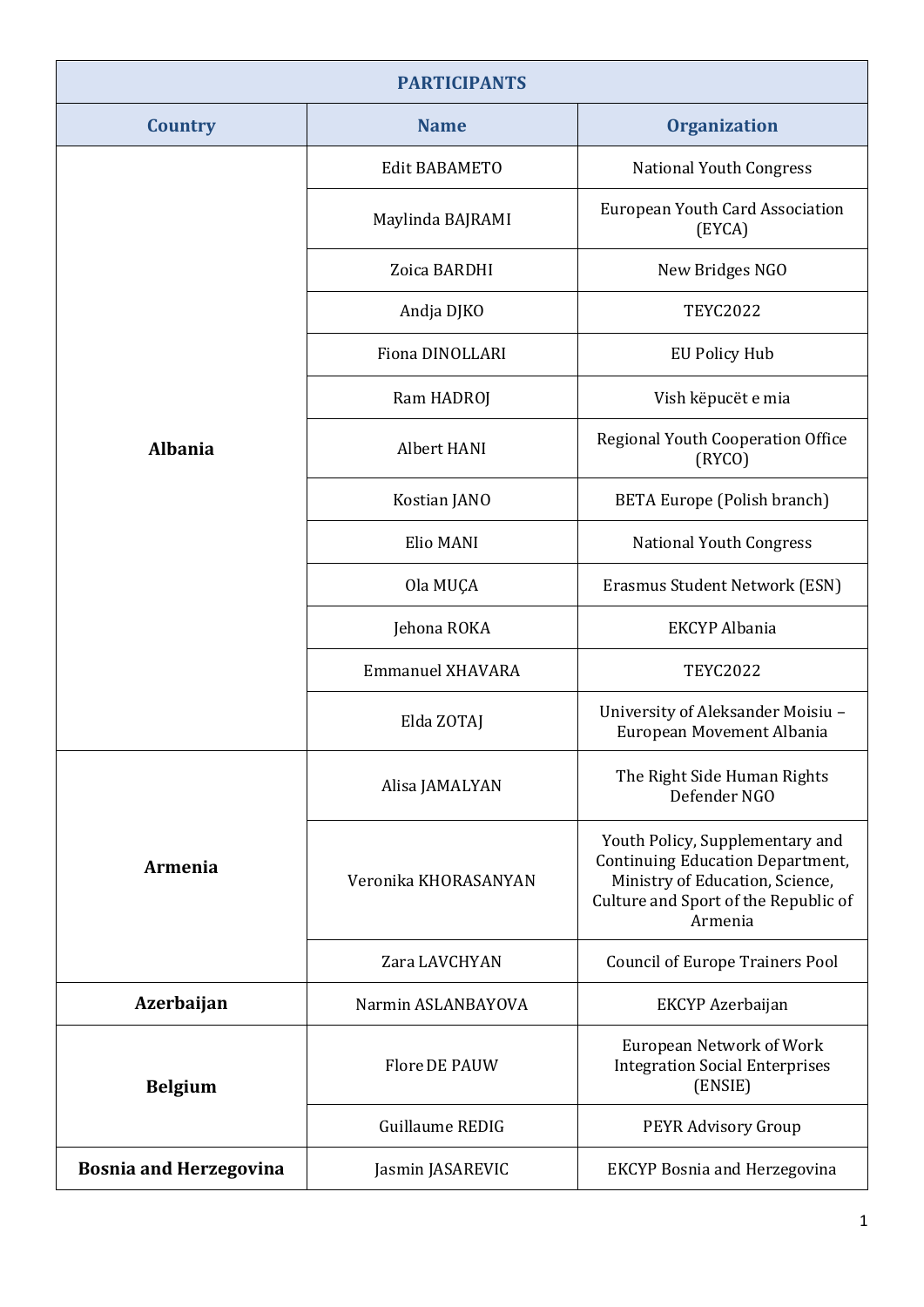| PARTICIPANTS | | |
|---|---|---|
| **Country** | **Name** | **Organization** |
| **Albania** | Edit BABAMETO | National Youth Congress |
| | Maylinda BAJRAMI | European Youth Card Association (EYCA) |
| | Zoica BARDHI | New Bridges NGO |
| | Andja DJKO | TEYC2022 |
| | Fiona DINOLLARI | EU Policy Hub |
| | Ram HADROJ | Vish këpucët e mia |
| | Albert HANI | Regional Youth Cooperation Office (RYCO) |
| | Kostian JANO | BETA Europe (Polish branch) |
| | Elio MANI | National Youth Congress |
| | Ola MUÇA | Erasmus Student Network (ESN) |
| | Jehona ROKA | EKCYP Albania |
| | Emmanuel XHAVARA | TEYC2022 |
| | Elda ZOTAJ | University of Aleksander Moisiu – European Movement Albania |
| **Armenia** | Alisa JAMALYAN | The Right Side Human Rights Defender NGO |
| | Veronika KHORASANYAN | Youth Policy, Supplementary and Continuing Education Department, Ministry of Education, Science, Culture and Sport of the Republic of Armenia |
| | Zara LAVCHYAN | Council of Europe Trainers Pool |
| **Azerbaijan** | Narmin ASLANBAYOVA | EKCYP Azerbaijan |
| **Belgium** | Flore DE PAUW | European Network of Work Integration Social Enterprises (ENSIE) |
| | Guillaume REDIG | PEYR Advisory Group |
| **Bosnia and Herzegovina** | Jasmin JASAREVIC | EKCYP Bosnia and Herzegovina |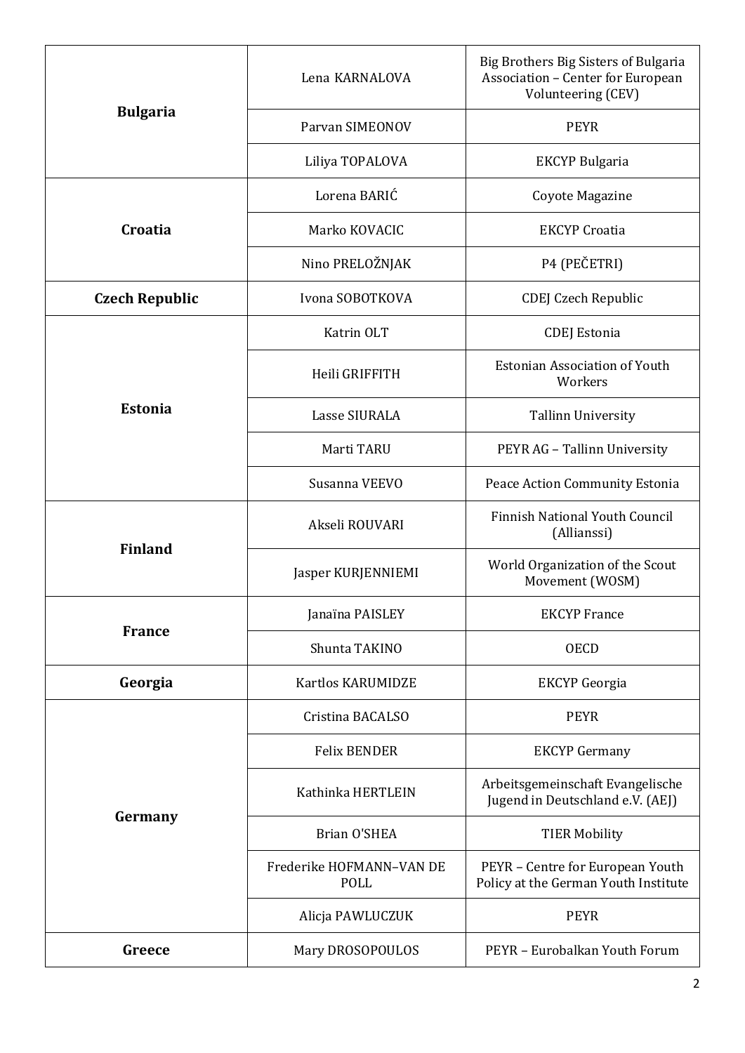| | | |
|---|---|---|
| **Bulgaria** | Lena KARNALOVA | Big Brothers Big Sisters of Bulgaria Association – Center for European Volunteering (CEV) |
| | Parvan SIMEONOV | PEYR |
| | Liliya TOPALOVA | EKCYP Bulgaria |
| **Croatia** | Lorena BARIĆ | Coyote Magazine |
| | Marko KOVACIC | EKCYP Croatia |
| | Nino PRELOŽNJAK | P4 (PEČETRI) |
| **Czech Republic** | Ivona SOBOTKOVA | CDEJ Czech Republic |
| **Estonia** | Katrin OLT | CDEJ Estonia |
| | Heili GRIFFITH | Estonian Association of Youth Workers |
| | Lasse SIURALA | Tallinn University |
| | Marti TARU | PEYR AG – Tallinn University |
| | Susanna VEEVO | Peace Action Community Estonia |
| **Finland** | Akseli ROUVARI | Finnish National Youth Council (Allianssi) |
| | Jasper KURJENNIEMI | World Organization of the Scout Movement (WOSM) |
| **France** | Janaïna PAISLEY | EKCYP France |
| | Shunta TAKINO | OECD |
| **Georgia** | Kartlos KARUMIDZE | EKCYP Georgia |
| **Germany** | Cristina BACALSO | PEYR |
| | Felix BENDER | EKCYP Germany |
| | Kathinka HERTLEIN | Arbeitsgemeinschaft Evangelische Jugend in Deutschland e.V. (AEJ) |
| | Brian O'SHEA | TIER Mobility |
| | Frederike HOFMANN–VAN DE POLL | PEYR – Centre for European Youth Policy at the German Youth Institute |
| | Alicja PAWLUCZUK | PEYR |
| **Greece** | Mary DROSOPOULOS | PEYR – Eurobalkan Youth Forum |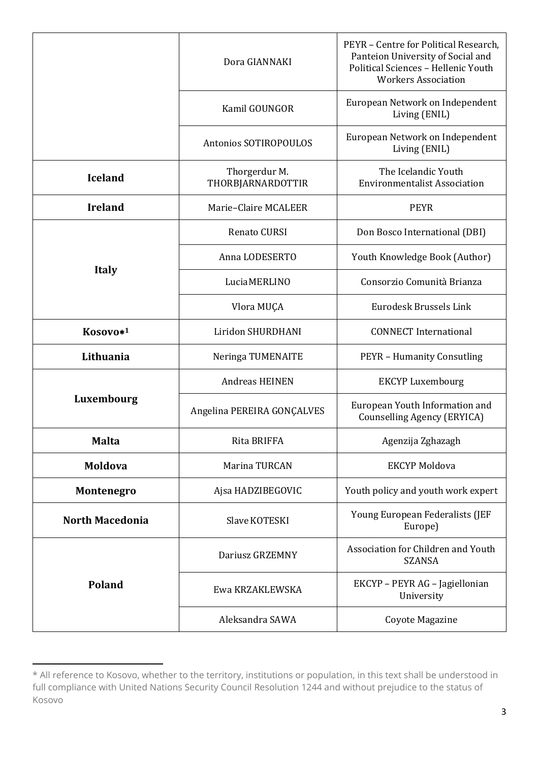| | | |
|---|---|---|
| | Dora GIANNAKI | PEYR – Centre for Political Research, Panteion University of Social and Political Sciences – Hellenic Youth Workers Association |
| | Kamil GOUNGOR | European Network on Independent Living (ENIL) |
| | Antonios SOTIROPOULOS | European Network on Independent Living (ENIL) |
| **Iceland** | Thorgerdur M. THORBJARNARDOTTIR | The Icelandic Youth Environmentalist Association |
| **Ireland** | Marie–Claire MCALEER | PEYR |
| **Italy** | Renato CURSI | Don Bosco International (DBI) |
| | Anna LODESERTO | Youth Knowledge Book (Author) |
| | Lucia MERLINO | Consorzio Comunità Brianza |
| | Vlora MUÇA | Eurodesk Brussels Link |
| **Kosovo*[1]** | Liridon SHURDHANI | CONNECT International |
| **Lithuania** | Neringa TUMENAITE | PEYR – Humanity Consutling |
| **Luxembourg** | Andreas HEINEN | EKCYP Luxembourg |
| | Angelina PEREIRA GONÇALVES | European Youth Information and Counselling Agency (ERYICA) |
| **Malta** | Rita BRIFFA | Agenzija Zghazagh |
| **Moldova** | Marina TURCAN | EKCYP Moldova |
| **Montenegro** | Ajsa HADZIBEGOVIC | Youth policy and youth work expert |
| **North Macedonia** | Slave KOTESKI | Young European Federalists (JEF Europe) |
| **Poland** | Dariusz GRZEMNY | Association for Children and Youth SZANSA |
| | Ewa KRZAKLEWSKA | EKCYP – PEYR AG – Jagiellonian University |
| | Aleksandra SAWA | Coyote Magazine |

* All reference to Kosovo, whether to the territory, institutions or population, in this text shall be understood in full compliance with United Nations Security Council Resolution 1244 and without prejudice to the status of Kosovo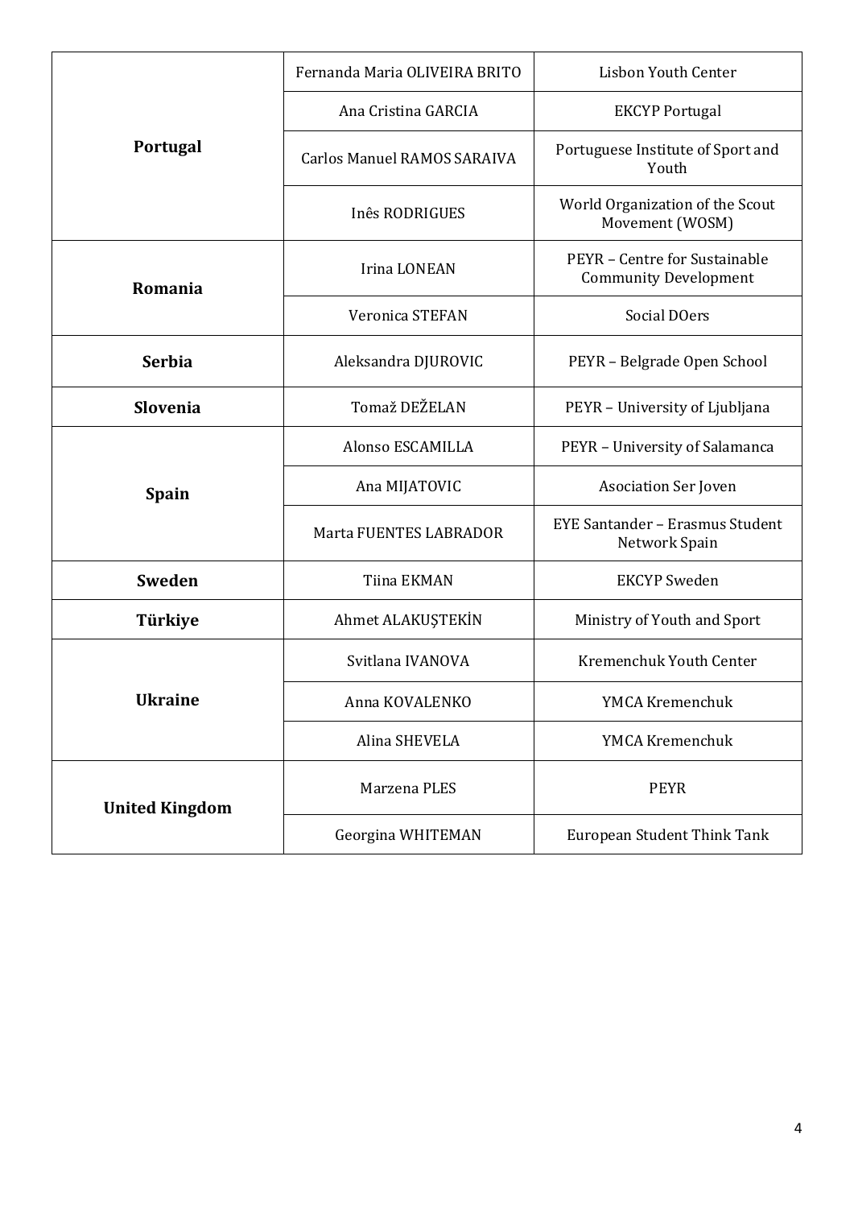| | | |
|---|---|---|
| **Portugal** | Fernanda Maria OLIVEIRA BRITO | Lisbon Youth Center |
| | Ana Cristina GARCIA | EKCYP Portugal |
| | Carlos Manuel RAMOS SARAIVA | Portuguese Institute of Sport and Youth |
| | Inês RODRIGUES | World Organization of the Scout Movement (WOSM) |
| **Romania** | Irina LONEAN | PEYR – Centre for Sustainable Community Development |
| | Veronica STEFAN | Social DOers |
| **Serbia** | Aleksandra DJUROVIC | PEYR – Belgrade Open School |
| **Slovenia** | Tomaž DEŽELAN | PEYR – University of Ljubljana |
| **Spain** | Alonso ESCAMILLA | PEYR – University of Salamanca |
| | Ana MIJATOVIC | Asociation Ser Joven |
| | Marta FUENTES LABRADOR | EYE Santander – Erasmus Student Network Spain |
| **Sweden** | Tiina EKMAN | EKCYP Sweden |
| **Türkiye** | Ahmet ALAKUŞTEKİN | Ministry of Youth and Sport |
| **Ukraine** | Svitlana IVANOVA | Kremenchuk Youth Center |
| | Anna KOVALENKO | YMCA Kremenchuk |
| | Alina SHEVELA | YMCA Kremenchuk |
| **United Kingdom** | Marzena PLES | PEYR |
| | Georgina WHITEMAN | European Student Think Tank |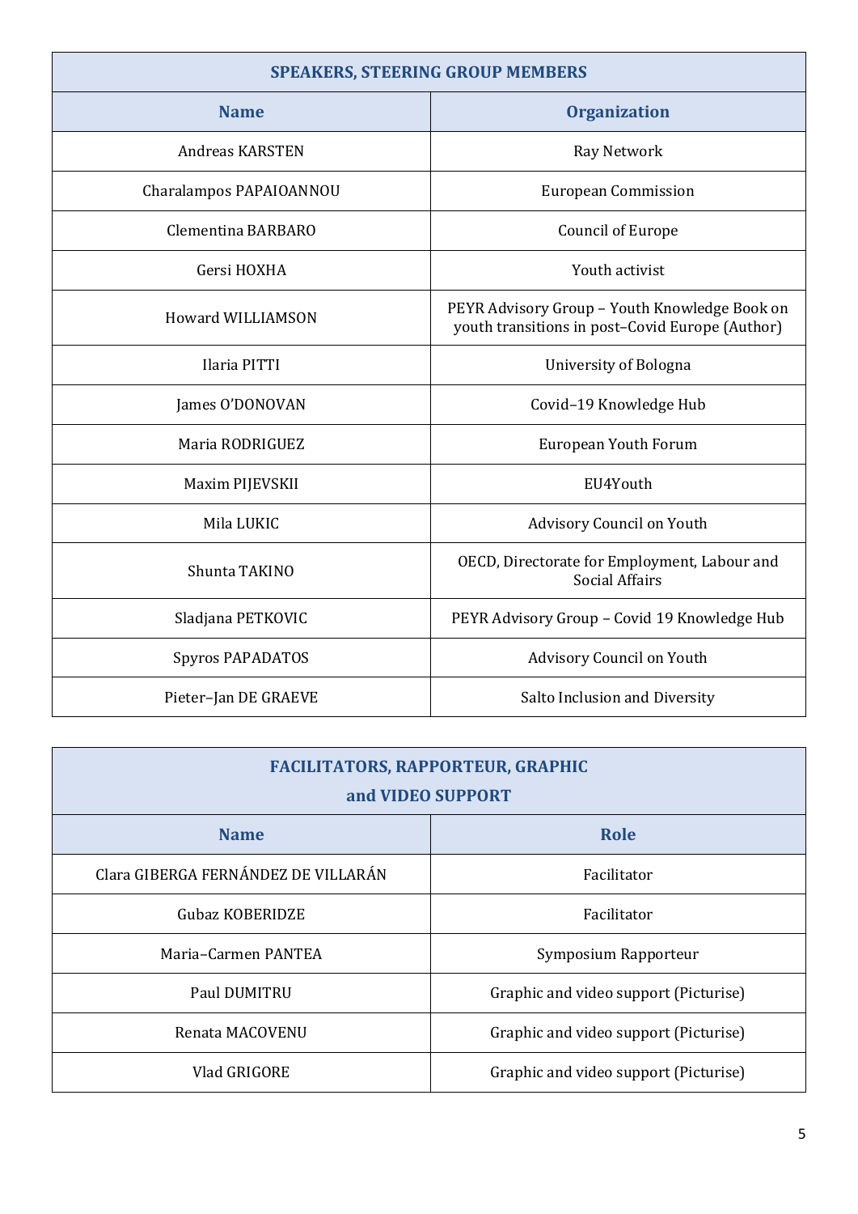| SPEAKERS, STEERING GROUP MEMBERS | |
|---|---|
| **Name** | **Organization** |
| Andreas KARSTEN | Ray Network |
| Charalampos PAPAIOANNOU | European Commission |
| Clementina BARBARO | Council of Europe |
| Gersi HOXHA | Youth activist |
| Howard WILLIAMSON | PEYR Advisory Group – Youth Knowledge Book on youth transitions in post–Covid Europe (Author) |
| Ilaria PITTI | University of Bologna |
| James O'DONOVAN | Covid–19 Knowledge Hub |
| Maria RODRIGUEZ | European Youth Forum |
| Maxim PIJEVSKII | EU4Youth |
| Mila LUKIC | Advisory Council on Youth |
| Shunta TAKINO | OECD, Directorate for Employment, Labour and Social Affairs |
| Sladjana PETKOVIC | PEYR Advisory Group – Covid 19 Knowledge Hub |
| Spyros PAPADATOS | Advisory Council on Youth |
| Pieter–Jan DE GRAEVE | Salto Inclusion and Diversity |

| FACILITATORS, RAPPORTEUR, GRAPHIC and VIDEO SUPPORT | |
|---|---|
| **Name** | **Role** |
| Clara GIBERGA FERNÁNDEZ DE VILLARÁN | Facilitator |
| Gubaz KOBERIDZE | Facilitator |
| Maria–Carmen PANTEA | Symposium Rapporteur |
| Paul DUMITRU | Graphic and video support (Picturise) |
| Renata MACOVENU | Graphic and video support (Picturise) |
| Vlad GRIGORE | Graphic and video support (Picturise) |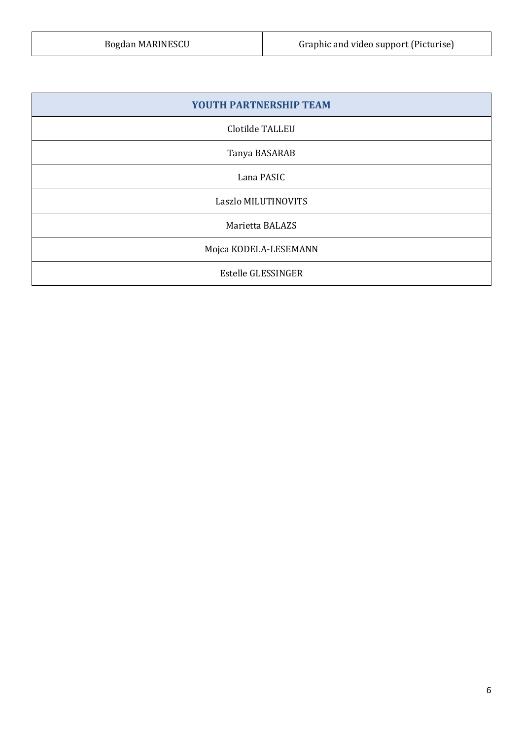| | |
|---|---|
| Bogdan MARINESCU | Graphic and video support (Picturise) |

| YOUTH PARTNERSHIP TEAM |
|---|
| Clotilde TALLEU |
| Tanya BASARAB |
| Lana PASIC |
| Laszlo MILUTINOVITS |
| Marietta BALAZS |
| Mojca KODELA-LESEMANN |
| Estelle GLESSINGER |